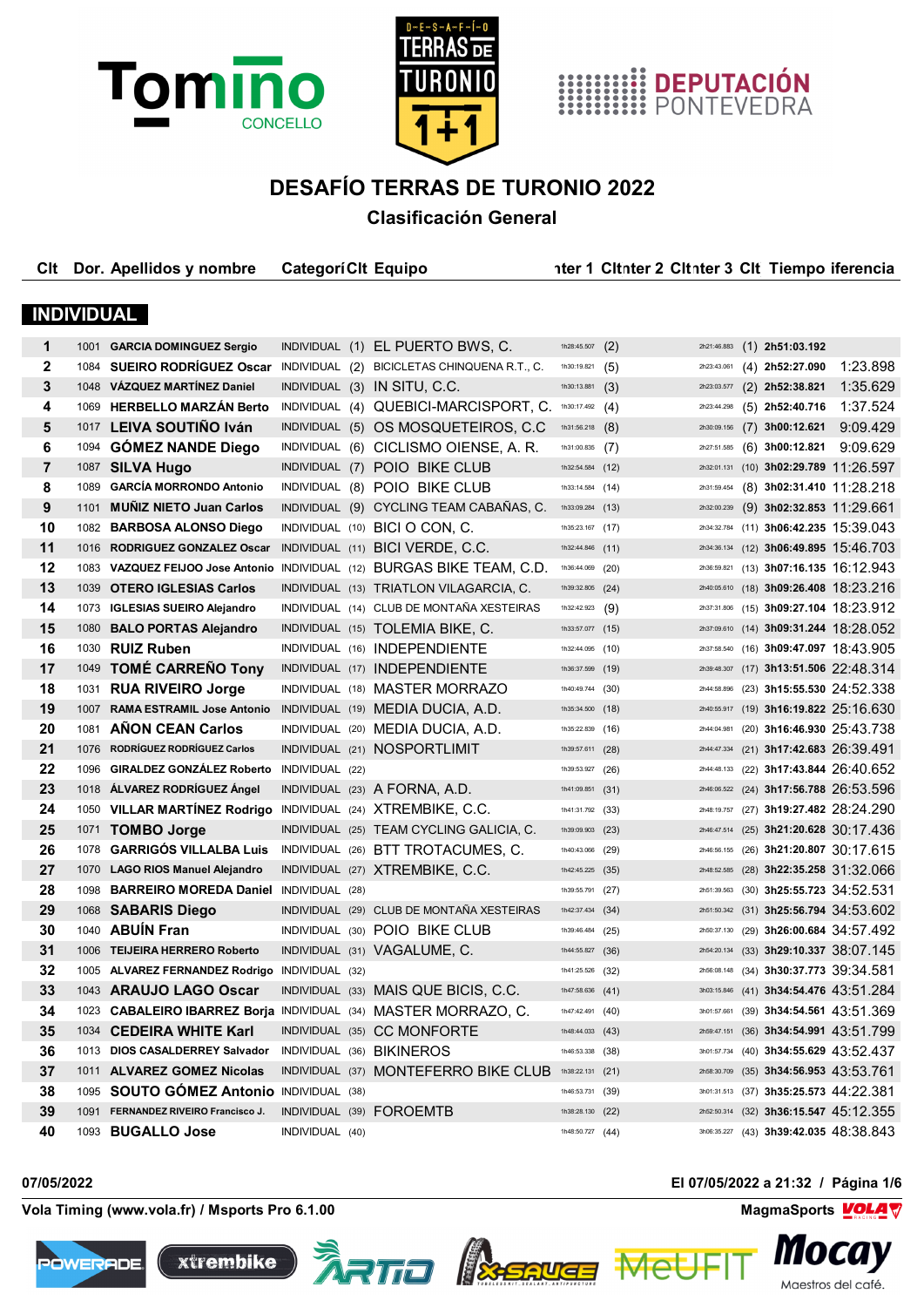# DESAFÍO TERRAS DE TURONIO 2022

## Clasificación General

### INDIVIDUAL

| Clt | Dor. | Apellidos y nombre | Categoría | Clt | Equipo | Inter 1 | Clt | Inter 2 | Clt | Inter 3 | Clt | Tiempo | Diferencia |
|---|---|---|---|---|---|---|---|---|---|---|---|---|---|
| 1 | 1001 | GARCIA DOMINGUEZ Sergio | INDIVIDUAL | (1) | EL PUERTO BWS, C. | 1h28:45.507 | (2) | | | 2h21:46.883 | (1) | 2h51:03.192 | |
| 2 | 1084 | SUEIRO RODRÍGUEZ Oscar | INDIVIDUAL | (2) | BICICLETAS CHINQUENA R.T., C. | 1h30:19.821 | (5) | | | 2h23:43.061 | (4) | 2h52:27.090 | 1:23.898 |
| 3 | 1048 | VÁZQUEZ MARTÍNEZ Daniel | INDIVIDUAL | (3) | IN SITU, C.C. | 1h30:13.881 | (3) | | | 2h23:03.577 | (2) | 2h52:38.821 | 1:35.629 |
| 4 | 1069 | HERBELLO MARZÁN Berto | INDIVIDUAL | (4) | QUEBICI-MARCISPORT, C. | 1h30:17.492 | (4) | | | 2h23:44.298 | (5) | 2h52:40.716 | 1:37.524 |
| 5 | 1017 | LEIVA SOUTIÑO Iván | INDIVIDUAL | (5) | OS MOSQUETEIROS, C.C | 1h31:56.218 | (8) | | | 2h30:09.156 | (7) | 3h00:12.621 | 9:09.429 |
| 6 | 1094 | GÓMEZ NANDE Diego | INDIVIDUAL | (6) | CICLISMO OIENSE, A. R. | 1h31:00.835 | (7) | | | 2h27:51.585 | (6) | 3h00:12.821 | 9:09.629 |
| 7 | 1087 | SILVA Hugo | INDIVIDUAL | (7) | POIO BIKE CLUB | 1h32:54.584 | (12) | | | 2h32:01.131 | (10) | 3h02:29.789 | 11:26.597 |
| 8 | 1089 | GARCÍA MORRONDO Antonio | INDIVIDUAL | (8) | POIO BIKE CLUB | 1h33:14.584 | (14) | | | 2h31:59.454 | (8) | 3h02:31.410 | 11:28.218 |
| 9 | 1101 | MUÑIZ NIETO Juan Carlos | INDIVIDUAL | (9) | CYCLING TEAM CABAÑAS, C. | 1h33:09.284 | (13) | | | 2h32:00.239 | (9) | 3h02:32.853 | 11:29.661 |
| 10 | 1082 | BARBOSA ALONSO Diego | INDIVIDUAL | (10) | BICI O CON, C. | 1h35:23.167 | (17) | | | 2h34:32.784 | (11) | 3h06:42.235 | 15:39.043 |
| 11 | 1016 | RODRIGUEZ GONZALEZ Oscar | INDIVIDUAL | (11) | BICI VERDE, C.C. | 1h32:44.846 | (11) | | | 2h34:36.134 | (12) | 3h06:49.895 | 15:46.703 |
| 12 | 1083 | VAZQUEZ FEIJOO Jose Antonio | INDIVIDUAL | (12) | BURGAS BIKE TEAM, C.D. | 1h36:44.069 | (20) | | | 2h36:59.821 | (13) | 3h07:16.135 | 16:12.943 |
| 13 | 1039 | OTERO IGLESIAS Carlos | INDIVIDUAL | (13) | TRIATLON VILAGARCIA, C. | 1h39:32.805 | (24) | | | 2h40:05.610 | (18) | 3h09:26.408 | 18:23.216 |
| 14 | 1073 | IGLESIAS SUEIRO Alejandro | INDIVIDUAL | (14) | CLUB DE MONTAÑA XESTEIRAS | 1h32:42.923 | (9) | | | 2h37:31.806 | (15) | 3h09:27.104 | 18:23.912 |
| 15 | 1080 | BALO PORTAS Alejandro | INDIVIDUAL | (15) | TOLEMIA BIKE, C. | 1h33:57.077 | (15) | | | 2h37:09.610 | (14) | 3h09:31.244 | 18:28.052 |
| 16 | 1030 | RUIZ Ruben | INDIVIDUAL | (16) | INDEPENDIENTE | 1h32:44.095 | (10) | | | 2h37:58.540 | (16) | 3h09:47.097 | 18:43.905 |
| 17 | 1049 | TOMÉ CARREÑO Tony | INDIVIDUAL | (17) | INDEPENDIENTE | 1h36:37.599 | (19) | | | 2h39:48.307 | (17) | 3h13:51.506 | 22:48.314 |
| 18 | 1031 | RUA RIVEIRO Jorge | INDIVIDUAL | (18) | MASTER MORRAZO | 1h40:49.744 | (30) | | | 2h44:58.896 | (23) | 3h15:55.530 | 24:52.338 |
| 19 | 1007 | RAMA ESTRAMIL Jose Antonio | INDIVIDUAL | (19) | MEDIA DUCIA, A.D. | 1h35:34.500 | (18) | | | 2h40:55.917 | (19) | 3h16:19.822 | 25:16.630 |
| 20 | 1081 | AÑON CEAN Carlos | INDIVIDUAL | (20) | MEDIA DUCIA, A.D. | 1h35:22.839 | (16) | | | 2h44:04.981 | (20) | 3h16:46.930 | 25:43.738 |
| 21 | 1076 | RODRÍGUEZ RODRÍGUEZ Carlos | INDIVIDUAL | (21) | NOSPORTLIMIT | 1h39:57.611 | (28) | | | 2h44:47.334 | (21) | 3h17:42.683 | 26:39.491 |
| 22 | 1096 | GIRALDEZ GONZÁLEZ Roberto | INDIVIDUAL | (22) | | 1h39:53.927 | (26) | | | 2h44:48.133 | (22) | 3h17:43.844 | 26:40.652 |
| 23 | 1018 | ÁLVAREZ RODRÍGUEZ Ángel | INDIVIDUAL | (23) | A FORNA, A.D. | 1h41:09.851 | (31) | | | 2h46:06.522 | (24) | 3h17:56.788 | 26:53.596 |
| 24 | 1050 | VILLAR MARTÍNEZ Rodrigo | INDIVIDUAL | (24) | XTREMBIKE, C.C. | 1h41:31.792 | (33) | | | 2h48:19.757 | (27) | 3h19:27.482 | 28:24.290 |
| 25 | 1071 | TOMBO Jorge | INDIVIDUAL | (25) | TEAM CYCLING GALICIA, C. | 1h39:09.903 | (23) | | | 2h46:47.514 | (25) | 3h21:20.628 | 30:17.436 |
| 26 | 1078 | GARRIGÓS VILLALBA Luis | INDIVIDUAL | (26) | BTT TROTACUMES, C. | 1h40:43.066 | (29) | | | 2h46:56.155 | (26) | 3h21:20.807 | 30:17.615 |
| 27 | 1070 | LAGO RIOS Manuel Alejandro | INDIVIDUAL | (27) | XTREMBIKE, C.C. | 1h42:45.225 | (35) | | | 2h48:52.585 | (28) | 3h22:35.258 | 31:32.066 |
| 28 | 1098 | BARREIRO MOREDA Daniel | INDIVIDUAL | (28) | | 1h39:55.791 | (27) | | | 2h51:39.563 | (30) | 3h25:55.723 | 34:52.531 |
| 29 | 1068 | SABARIS Diego | INDIVIDUAL | (29) | CLUB DE MONTAÑA XESTEIRAS | 1h42:37.434 | (34) | | | 2h51:50.342 | (31) | 3h25:56.794 | 34:53.602 |
| 30 | 1040 | ABUÍN Fran | INDIVIDUAL | (30) | POIO BIKE CLUB | 1h39:46.484 | (25) | | | 2h50:37.130 | (29) | 3h26:00.684 | 34:57.492 |
| 31 | 1006 | TEIJEIRA HERRERO Roberto | INDIVIDUAL | (31) | VAGALUME, C. | 1h44:55.827 | (36) | | | 2h54:20.134 | (33) | 3h29:10.337 | 38:07.145 |
| 32 | 1005 | ALVAREZ FERNANDEZ Rodrigo | INDIVIDUAL | (32) | | 1h41:25.526 | (32) | | | 2h56:08.148 | (34) | 3h30:37.773 | 39:34.581 |
| 33 | 1043 | ARAUJO LAGO Oscar | INDIVIDUAL | (33) | MAIS QUE BICIS, C.C. | 1h47:58.636 | (41) | | | 3h03:15.846 | (41) | 3h34:54.476 | 43:51.284 |
| 34 | 1023 | CABALEIRO IBARREZ Borja | INDIVIDUAL | (34) | MASTER MORRAZO, C. | 1h47:42.491 | (40) | | | 3h01:57.661 | (39) | 3h34:54.561 | 43:51.369 |
| 35 | 1034 | CEDEIRA WHITE Karl | INDIVIDUAL | (35) | CC MONFORTE | 1h48:44.033 | (43) | | | 2h59:47.151 | (36) | 3h34:54.991 | 43:51.799 |
| 36 | 1013 | DIOS CASALDERREY Salvador | INDIVIDUAL | (36) | BIKINEROS | 1h46:53.338 | (38) | | | 3h01:57.734 | (40) | 3h34:55.629 | 43:52.437 |
| 37 | 1011 | ALVAREZ GOMEZ Nicolas | INDIVIDUAL | (37) | MONTEFERRO BIKE CLUB | 1h38:22.131 | (21) | | | 2h58:30.709 | (35) | 3h34:56.953 | 43:53.761 |
| 38 | 1095 | SOUTO GÓMEZ Antonio | INDIVIDUAL | (38) | | 1h46:53.731 | (39) | | | 3h01:31.513 | (37) | 3h35:25.573 | 44:22.381 |
| 39 | 1091 | FERNANDEZ RIVEIRO Francisco J. | INDIVIDUAL | (39) | FOROEMTB | 1h38:28.130 | (22) | | | 2h52:50.314 | (32) | 3h36:15.547 | 45:12.355 |
| 40 | 1093 | BUGALLO Jose | INDIVIDUAL | (40) | | 1h48:50.727 | (44) | | | 3h06:35.227 | (43) | 3h39:42.035 | 48:38.843 |

07/05/2022 — El 07/05/2022 a 21:32 / Página 1/6

Vola Timing (www.vola.fr) / Msports Pro 6.1.00 — MagmaSports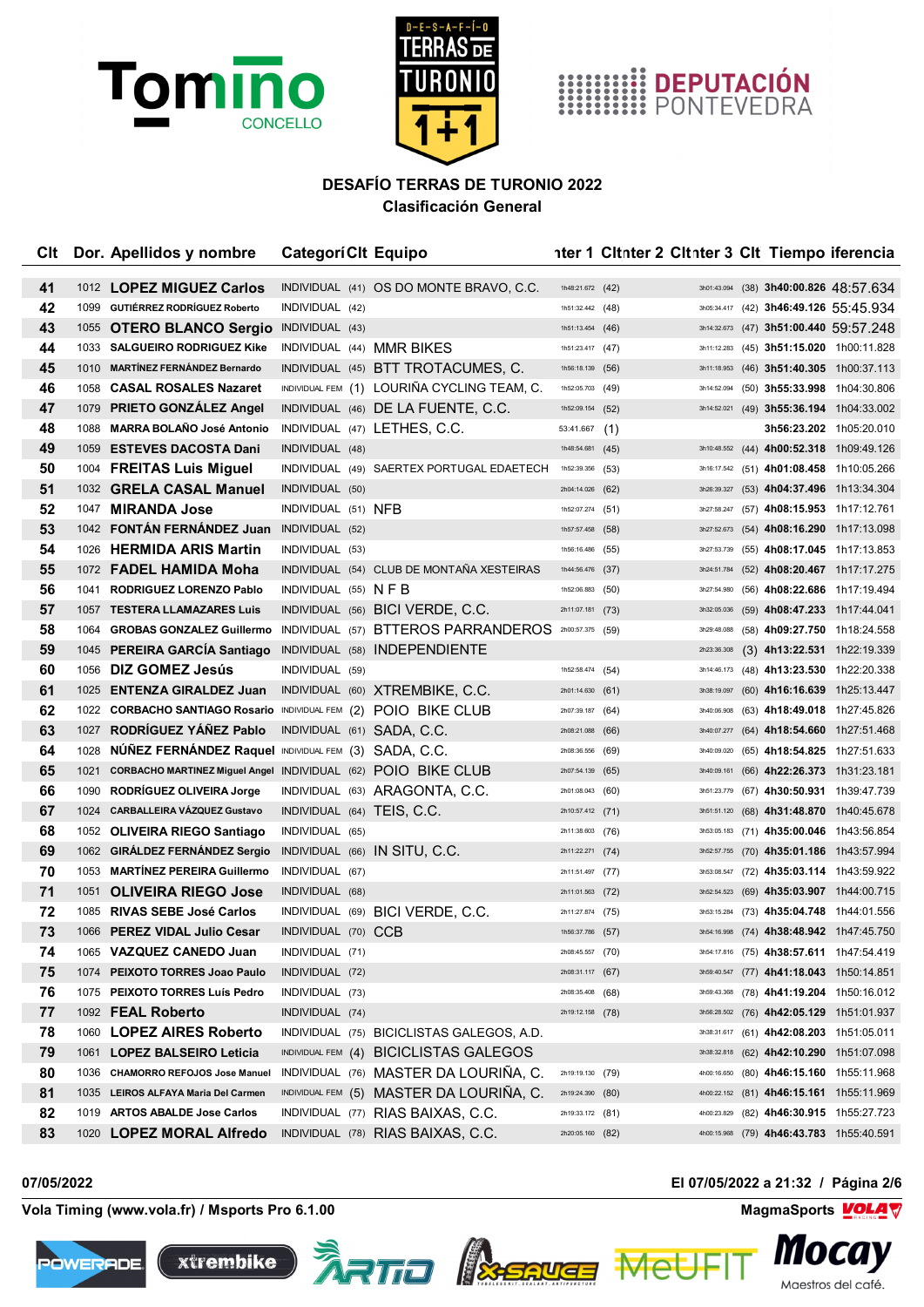## DESAFÍO TERRAS DE TURONIO 2022
### Clasificación General

| Clt | Dor. | Apellidos y nombre | Categoría | Clt | Equipo | Inter 1 | Clt | Inter 2 | Clt | Inter 3 | Clt | Tiempo | Diferencia |
|---|---|---|---|---|---|---|---|---|---|---|---|---|---|
| 41 | 1012 | LOPEZ MIGUEZ Carlos | INDIVIDUAL | (41) | OS DO MONTE BRAVO, C.C. | 1h48:21.672 | (42) | | | 3h01:43.094 | (38) | 3h40:00.826 | 48:57.634 |
| 42 | 1099 | GUTIÉRREZ RODRÍGUEZ Roberto | INDIVIDUAL | (42) | | 1h51:32.442 | (48) | | | 3h05:34.417 | (42) | 3h46:49.126 | 55:45.934 |
| 43 | 1055 | OTERO BLANCO Sergio | INDIVIDUAL | (43) | | 1h51:13.454 | (46) | | | 3h14:32.673 | (47) | 3h51:00.440 | 59:57.248 |
| 44 | 1033 | SALGUEIRO RODRIGUEZ Kike | INDIVIDUAL | (44) | MMR BIKES | 1h51:23.417 | (47) | | | 3h11:12.283 | (45) | 3h51:15.020 | 1h00:11.828 |
| 45 | 1010 | MARTÍNEZ FERNÁNDEZ Bernardo | INDIVIDUAL | (45) | BTT TROTACUMES, C. | 1h56:18.139 | (56) | | | 3h11:18.953 | (46) | 3h51:40.305 | 1h00:37.113 |
| 46 | 1058 | CASAL ROSALES Nazaret | INDIVIDUAL FEM | (1) | LOURIÑA CYCLING TEAM, C. | 1h52:05.703 | (49) | | | 3h14:52.094 | (50) | 3h55:33.998 | 1h04:30.806 |
| 47 | 1079 | PRIETO GONZÁLEZ Angel | INDIVIDUAL | (46) | DE LA FUENTE, C.C. | 1h52:09.154 | (52) | | | 3h14:52.021 | (49) | 3h55:36.194 | 1h04:33.002 |
| 48 | 1088 | MARRA BOLAÑO José Antonio | INDIVIDUAL | (47) | LETHES, C.C. | 53:41.667 | (1) | | | | | 3h56:23.202 | 1h05:20.010 |
| 49 | 1059 | ESTEVES DACOSTA Dani | INDIVIDUAL | (48) | | 1h48:54.681 | (45) | | | 3h10:48.552 | (44) | 4h00:52.318 | 1h09:49.126 |
| 50 | 1004 | FREITAS Luis Miguel | INDIVIDUAL | (49) | SAERTEX PORTUGAL EDAETECH | 1h52:39.356 | (53) | | | 3h16:17.542 | (51) | 4h01:08.458 | 1h10:05.266 |
| 51 | 1032 | GRELA CASAL Manuel | INDIVIDUAL | (50) | | 2h04:14.026 | (62) | | | 3h26:39.327 | (53) | 4h04:37.496 | 1h13:34.304 |
| 52 | 1047 | MIRANDA Jose | INDIVIDUAL | (51) | NFB | 1h52:07.274 | (51) | | | 3h27:58.247 | (57) | 4h08:15.953 | 1h17:12.761 |
| 53 | 1042 | FONTÁN FERNÁNDEZ Juan | INDIVIDUAL | (52) | | 1h57:57.458 | (58) | | | 3h27:52.673 | (54) | 4h08:16.290 | 1h17:13.098 |
| 54 | 1026 | HERMIDA ARIS Martin | INDIVIDUAL | (53) | | 1h56:16.486 | (55) | | | 3h27:53.739 | (55) | 4h08:17.045 | 1h17:13.853 |
| 55 | 1072 | FADEL HAMIDA Moha | INDIVIDUAL | (54) | CLUB DE MONTAÑA XESTEIRAS | 1h44:56.476 | (37) | | | 3h24:51.784 | (52) | 4h08:20.467 | 1h17:17.275 |
| 56 | 1041 | RODRIGUEZ LORENZO Pablo | INDIVIDUAL | (55) | N F B | 1h52:06.883 | (50) | | | 3h27:54.980 | (56) | 4h08:22.686 | 1h17:19.494 |
| 57 | 1057 | TESTERA LLAMAZARES Luis | INDIVIDUAL | (56) | BICI VERDE, C.C. | 2h11:07.181 | (73) | | | 3h32:05.036 | (59) | 4h08:47.233 | 1h17:44.041 |
| 58 | 1064 | GROBAS GONZALEZ Guillermo | INDIVIDUAL | (57) | BTTEROS PARRANDEROS | 2h00:57.375 | (59) | | | 3h29:48.088 | (58) | 4h09:27.750 | 1h18:24.558 |
| 59 | 1045 | PEREIRA GARCÍA Santiago | INDIVIDUAL | (58) | INDEPENDIENTE | | | | | 2h23:36.308 | (3) | 4h13:22.531 | 1h22:19.339 |
| 60 | 1056 | DIZ GOMEZ Jesús | INDIVIDUAL | (59) | | 1h52:58.474 | (54) | | | 3h14:46.173 | (48) | 4h13:23.530 | 1h22:20.338 |
| 61 | 1025 | ENTENZA GIRALDEZ Juan | INDIVIDUAL | (60) | XTREMBIKE, C.C. | 2h01:14.630 | (61) | | | 3h38:19.097 | (60) | 4h16:16.639 | 1h25:13.447 |
| 62 | 1022 | CORBACHO SANTIAGO Rosario | INDIVIDUAL FEM | (2) | POIO BIKE CLUB | 2h07:39.187 | (64) | | | 3h40:06.908 | (63) | 4h18:49.018 | 1h27:45.826 |
| 63 | 1027 | RODRÍGUEZ YÁÑEZ Pablo | INDIVIDUAL | (61) | SADA, C.C. | 2h08:21.088 | (66) | | | 3h40:07.277 | (64) | 4h18:54.660 | 1h27:51.468 |
| 64 | 1028 | NÚÑEZ FERNÁNDEZ Raquel | INDIVIDUAL FEM | (3) | SADA, C.C. | 2h08:36.556 | (69) | | | 3h40:09.020 | (65) | 4h18:54.825 | 1h27:51.633 |
| 65 | 1021 | CORBACHO MARTINEZ Miguel Angel | INDIVIDUAL | (62) | POIO BIKE CLUB | 2h07:54.139 | (65) | | | 3h40:09.161 | (66) | 4h22:26.373 | 1h31:23.181 |
| 66 | 1090 | RODRÍGUEZ OLIVEIRA Jorge | INDIVIDUAL | (63) | ARAGONTA, C.C. | 2h01:08.043 | (60) | | | 3h51:23.779 | (67) | 4h30:50.931 | 1h39:47.739 |
| 67 | 1024 | CARBALLEIRA VÁZQUEZ Gustavo | INDIVIDUAL | (64) | TEIS, C.C. | 2h10:57.412 | (71) | | | 3h51:51.120 | (68) | 4h31:48.870 | 1h40:45.678 |
| 68 | 1052 | OLIVEIRA RIEGO Santiago | INDIVIDUAL | (65) | | 2h11:38.603 | (76) | | | 3h53:05.183 | (71) | 4h35:00.046 | 1h43:56.854 |
| 69 | 1062 | GIRÁLDEZ FERNÁNDEZ Sergio | INDIVIDUAL | (66) | IN SITU, C.C. | 2h11:22.271 | (74) | | | 3h52:57.755 | (70) | 4h35:01.186 | 1h43:57.994 |
| 70 | 1053 | MARTÍNEZ PEREIRA Guillermo | INDIVIDUAL | (67) | | 2h11:51.497 | (77) | | | 3h53:08.547 | (72) | 4h35:03.114 | 1h43:59.922 |
| 71 | 1051 | OLIVEIRA RIEGO Jose | INDIVIDUAL | (68) | | 2h11:01.563 | (72) | | | 3h52:54.523 | (69) | 4h35:03.907 | 1h44:00.715 |
| 72 | 1085 | RIVAS SEBE José Carlos | INDIVIDUAL | (69) | BICI VERDE, C.C. | 2h11:27.874 | (75) | | | 3h53:15.284 | (73) | 4h35:04.748 | 1h44:01.556 |
| 73 | 1066 | PEREZ VIDAL Julio Cesar | INDIVIDUAL | (70) | CCB | 1h56:37.786 | (57) | | | 3h54:16.998 | (74) | 4h38:48.942 | 1h47:45.750 |
| 74 | 1065 | VAZQUEZ CANEDO Juan | INDIVIDUAL | (71) | | 2h08:45.557 | (70) | | | 3h54:17.816 | (75) | 4h38:57.611 | 1h47:54.419 |
| 75 | 1074 | PEIXOTO TORRES Joao Paulo | INDIVIDUAL | (72) | | 2h08:31.117 | (67) | | | 3h59:40.547 | (77) | 4h41:18.043 | 1h50:14.851 |
| 76 | 1075 | PEIXOTO TORRES Luís Pedro | INDIVIDUAL | (73) | | 2h08:35.408 | (68) | | | 3h59:43.368 | (78) | 4h41:19.204 | 1h50:16.012 |
| 77 | 1092 | FEAL Roberto | INDIVIDUAL | (74) | | 2h19:12.158 | (78) | | | 3h56:28.502 | (76) | 4h42:05.129 | 1h51:01.937 |
| 78 | 1060 | LOPEZ AIRES Roberto | INDIVIDUAL | (75) | BICICLISTAS GALEGOS, A.D. | | | | | 3h38:31.617 | (61) | 4h42:08.203 | 1h51:05.011 |
| 79 | 1061 | LOPEZ BALSEIRO Leticia | INDIVIDUAL FEM | (4) | BICICLISTAS GALEGOS | | | | | 3h38:32.818 | (62) | 4h42:10.290 | 1h51:07.098 |
| 80 | 1036 | CHAMORRO REFOJOS Jose Manuel | INDIVIDUAL | (76) | MASTER DA LOURIÑA, C. | 2h19:19.130 | (79) | | | 4h00:16.650 | (80) | 4h46:15.160 | 1h55:11.968 |
| 81 | 1035 | LEIROS ALFAYA Maria Del Carmen | INDIVIDUAL FEM | (5) | MASTER DA LOURIÑA, C. | 2h19:24.390 | (80) | | | 4h00:22.152 | (81) | 4h46:15.161 | 1h55:11.969 |
| 82 | 1019 | ARTOS ABALDE Jose Carlos | INDIVIDUAL | (77) | RIAS BAIXAS, C.C. | 2h19:33.172 | (81) | | | 4h00:23.829 | (82) | 4h46:30.915 | 1h55:27.723 |
| 83 | 1020 | LOPEZ MORAL Alfredo | INDIVIDUAL | (78) | RIAS BAIXAS, C.C. | 2h20:05.160 | (82) | | | 4h00:15.968 | (79) | 4h46:43.783 | 1h55:40.591 |

07/05/2022 — El 07/05/2022 a 21:32

Vola Timing (www.vola.fr) / Msports Pro 6.1.00 — MagmaSports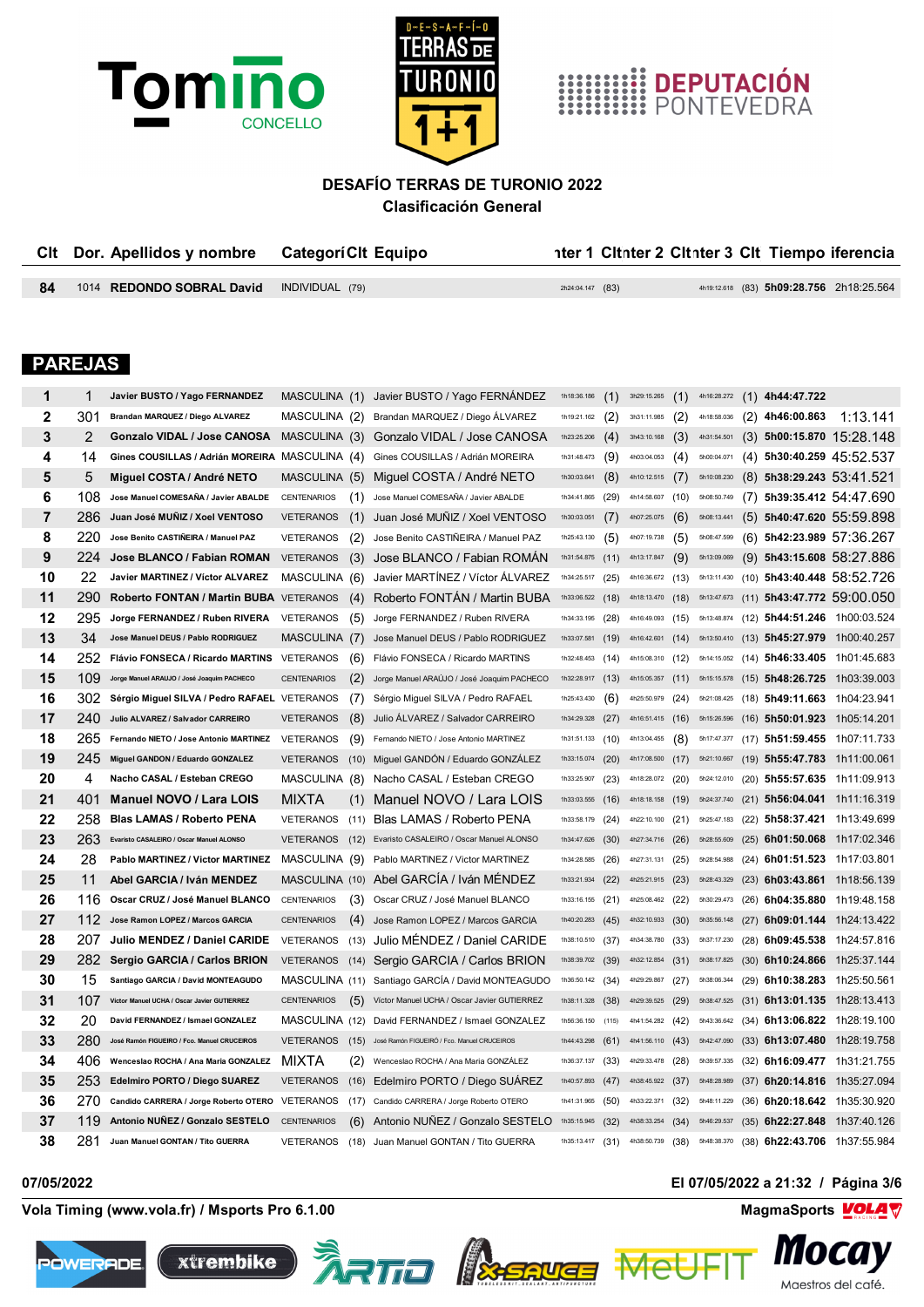# DESAFÍO TERRAS DE TURONIO 2022

## Clasificación General

| Clt | Dor. | Apellidos y nombre | Categoría | Clt | Equipo | Inter 1 | Clt | Inter 2 | Clt | Inter 3 | Clt | Tiempo | Diferencia |
|---|---|---|---|---|---|---|---|---|---|---|---|---|---|
| 84 | 1014 | REDONDO SOBRAL David | INDIVIDUAL | (79) | | 2h24:04.147 | (83) | | | 4h19:12.618 | (83) | 5h09:28.756 | 2h18:25.564 |

## PAREJAS

| Clt | Dor. | Apellidos y nombre | Categoría | Clt | Equipo | Inter 1 | Clt | Inter 2 | Clt | Inter 3 | Clt | Tiempo | Diferencia |
|---|---|---|---|---|---|---|---|---|---|---|---|---|---|
| 1 | 1 | Javier BUSTO / Yago FERNANDEZ | MASCULINA | (1) | Javier BUSTO / Yago FERNÁNDEZ | 1h18:36.186 | (1) | 3h29:15.265 | (1) | 4h16:28.272 | (1) | 4h44:47.722 | |
| 2 | 301 | Brandan MARQUEZ / Diego ALVAREZ | MASCULINA | (2) | Brandan MARQUEZ / Diego ÁLVAREZ | 1h19:21.162 | (2) | 3h31:11.985 | (2) | 4h18:58.036 | (2) | 4h46:00.863 | 1:13.141 |
| 3 | 2 | Gonzalo VIDAL / Jose CANOSA | MASCULINA | (3) | Gonzalo VIDAL / Jose CANOSA | 1h23:25.206 | (4) | 3h43:10.168 | (3) | 4h31:54.501 | (3) | 5h00:15.870 | 15:28.148 |
| 4 | 14 | Gines COUSILLAS / Adrián MOREIRA | MASCULINA | (4) | Gines COUSILLAS / Adrián MOREIRA | 1h31:48.473 | (9) | 4h03:04.053 | (4) | 5h00:04.071 | (4) | 5h30:40.259 | 45:52.537 |
| 5 | 5 | Miguel COSTA / André NETO | MASCULINA | (5) | Miguel COSTA / André NETO | 1h30:03.641 | (8) | 4h10:12.515 | (7) | 5h10:08.230 | (8) | 5h38:29.243 | 53:41.521 |
| 6 | 108 | Jose Manuel COMESAÑA / Javier ABALDE | CENTENARIOS | (1) | Jose Manuel COMESAÑA / Javier ABALDE | 1h34:41.865 | (29) | 4h14:58.607 | (10) | 5h08:50.749 | (7) | 5h39:35.412 | 54:47.690 |
| 7 | 286 | Juan José MUÑIZ / Xoel VENTOSO | VETERANOS | (1) | Juan José MUÑIZ / Xoel VENTOSO | 1h30:03.051 | (7) | 4h07:25.075 | (6) | 5h08:13.441 | (5) | 5h40:47.620 | 55:59.898 |
| 8 | 220 | Jose Benito CASTIÑEIRA / Manuel PAZ | VETERANOS | (2) | Jose Benito CASTIÑEIRA / Manuel PAZ | 1h25:43.130 | (5) | 4h07:19.738 | (5) | 5h08:47.599 | (6) | 5h42:23.989 | 57:36.267 |
| 9 | 224 | Jose BLANCO / Fabian ROMAN | VETERANOS | (3) | Jose BLANCO / Fabian ROMÁN | 1h31:54.875 | (11) | 4h13:17.847 | (9) | 5h13:09.069 | (9) | 5h43:15.608 | 58:27.886 |
| 10 | 22 | Javier MARTINEZ / Víctor ALVAREZ | MASCULINA | (6) | Javier MARTÍNEZ / Víctor ÁLVAREZ | 1h34:25.517 | (25) | 4h16:36.672 | (13) | 5h13:11.430 | (10) | 5h43:40.448 | 58:52.726 |
| 11 | 290 | Roberto FONTAN / Martin BUBA | VETERANOS | (4) | Roberto FONTÁN / Martin BUBA | 1h33:06.522 | (18) | 4h18:13.470 | (18) | 5h13:47.673 | (11) | 5h43:47.772 | 59:00.050 |
| 12 | 295 | Jorge FERNANDEZ / Ruben RIVERA | VETERANOS | (5) | Jorge FERNANDEZ / Ruben RIVERA | 1h34:33.195 | (28) | 4h16:49.093 | (15) | 5h13:48.874 | (12) | 5h44:51.246 | 1h00:03.524 |
| 13 | 34 | Jose Manuel DEUS / Pablo RODRIGUEZ | MASCULINA | (7) | Jose Manuel DEUS / Pablo RODRIGUEZ | 1h33:07.581 | (19) | 4h16:42.601 | (14) | 5h13:50.410 | (13) | 5h45:27.979 | 1h00:40.257 |
| 14 | 252 | Flávio FONSECA / Ricardo MARTINS | VETERANOS | (6) | Flávio FONSECA / Ricardo MARTINS | 1h32:48.453 | (14) | 4h15:08.310 | (12) | 5h14:15.052 | (14) | 5h46:33.405 | 1h01:45.683 |
| 15 | 109 | Jorge Manuel ARAUJO / José Joaquim PACHECO | CENTENARIOS | (2) | Jorge Manuel ARAÚJO / José Joaquim PACHECO | 1h32:28.917 | (13) | 4h15:05.357 | (11) | 5h15:15.578 | (15) | 5h48:26.725 | 1h03:39.003 |
| 16 | 302 | Sérgio Miguel SILVA / Pedro RAFAEL | VETERANOS | (7) | Sérgio Miguel SILVA / Pedro RAFAEL | 1h25:43.430 | (6) | 4h25:50.979 | (24) | 5h21:08.425 | (18) | 5h49:11.663 | 1h04:23.941 |
| 17 | 240 | Julio ALVAREZ / Salvador CARREIRO | VETERANOS | (8) | Julio ÁLVAREZ / Salvador CARREIRO | 1h34:29.328 | (27) | 4h16:51.415 | (16) | 5h15:26.596 | (16) | 5h50:01.923 | 1h05:14.201 |
| 18 | 265 | Fernando NIETO / Jose Antonio MARTINEZ | VETERANOS | (9) | Fernando NIETO / Jose Antonio MARTINEZ | 1h31:51.133 | (10) | 4h13:04.455 | (8) | 5h17:47.377 | (17) | 5h51:59.455 | 1h07:11.733 |
| 19 | 245 | Miguel GANDON / Eduardo GONZALEZ | VETERANOS | (10) | Miguel GANDÓN / Eduardo GONZÁLEZ | 1h33:15.074 | (20) | 4h17:08.500 | (17) | 5h21:10.667 | (19) | 5h55:47.783 | 1h11:00.061 |
| 20 | 4 | Nacho CASAL / Esteban CREGO | MASCULINA | (8) | Nacho CASAL / Esteban CREGO | 1h33:25.907 | (23) | 4h18:28.072 | (20) | 5h24:12.010 | (20) | 5h55:57.635 | 1h11:09.913 |
| 21 | 401 | Manuel NOVO / Lara LOIS | MIXTA | (1) | Manuel NOVO / Lara LOIS | 1h33:03.555 | (16) | 4h18:18.158 | (19) | 5h24:37.740 | (21) | 5h56:04.041 | 1h11:16.319 |
| 22 | 258 | Blas LAMAS / Roberto PENA | VETERANOS | (11) | Blas LAMAS / Roberto PENA | 1h33:58.179 | (24) | 4h22:10.100 | (21) | 5h25:47.183 | (22) | 5h58:37.421 | 1h13:49.699 |
| 23 | 263 | Evaristo CASALEIRO / Oscar Manuel ALONSO | VETERANOS | (12) | Evaristo CASALEIRO / Oscar Manuel ALONSO | 1h34:47.626 | (30) | 4h27:34.716 | (26) | 5h28:55.609 | (25) | 6h01:50.068 | 1h17:02.346 |
| 24 | 28 | Pablo MARTINEZ / Victor MARTINEZ | MASCULINA | (9) | Pablo MARTINEZ / Victor MARTINEZ | 1h34:28.585 | (26) | 4h27:31.131 | (25) | 5h28:54.988 | (24) | 6h01:51.523 | 1h17:03.801 |
| 25 | 11 | Abel GARCIA / Iván MENDEZ | MASCULINA | (10) | Abel GARCÍA / Iván MÉNDEZ | 1h33:21.934 | (22) | 4h25:21.915 | (23) | 5h28:43.329 | (23) | 6h03:43.861 | 1h18:56.139 |
| 26 | 116 | Oscar CRUZ / José Manuel BLANCO | CENTENARIOS | (3) | Oscar CRUZ / José Manuel BLANCO | 1h33:16.155 | (21) | 4h25:08.462 | (22) | 5h30:29.473 | (26) | 6h04:35.880 | 1h19:48.158 |
| 27 | 112 | Jose Ramon LOPEZ / Marcos GARCIA | CENTENARIOS | (4) | Jose Ramon LOPEZ / Marcos GARCIA | 1h40:20.283 | (45) | 4h32:10.933 | (30) | 5h35:56.146 | (27) | 6h09:01.144 | 1h24:13.422 |
| 28 | 207 | Julio MENDEZ / Daniel CARIDE | VETERANOS | (13) | Julio MÉNDEZ / Daniel CARIDE | 1h38:10.510 | (37) | 4h34:38.780 | (33) | 5h37:17.230 | (28) | 6h09:45.538 | 1h24:57.816 |
| 29 | 282 | Sergio GARCIA / Carlos BRION | VETERANOS | (14) | Sergio GARCIA / Carlos BRION | 1h38:39.702 | (39) | 4h32:12.854 | (31) | 5h38:17.825 | (30) | 6h10:24.866 | 1h25:37.144 |
| 30 | 15 | Santiago GARCIA / David MONTEAGUDO | MASCULINA | (11) | Santiago GARCÍA / David MONTEAGUDO | 1h36:50.142 | (34) | 4h29:29.867 | (27) | 5h38:06.344 | (29) | 6h10:38.283 | 1h25:50.561 |
| 31 | 107 | Victor Manuel UCHA / Oscar Javier GUTIERREZ | CENTENARIOS | (5) | Victor Manuel UCHA / Oscar Javier GUTIERREZ | 1h38:11.328 | (38) | 4h29:39.525 | (29) | 5h38:47.525 | (31) | 6h13:01.135 | 1h28:13.413 |
| 32 | 20 | David FERNANDEZ / Ismael GONZALEZ | MASCULINA | (12) | David FERNANDEZ / Ismael GONZALEZ | 1h56:36.150 | (115) | 4h41:54.282 | (42) | 5h43:36.642 | (34) | 6h13:06.822 | 1h28:19.100 |
| 33 | 280 | José Ramón FIGUEIRO / Fco. Manuel CRUCEIROS | VETERANOS | (15) | José Ramón FIGUEIRÓ / Fco. Manuel CRUCEIROS | 1h44:43.298 | (61) | 4h41:56.110 | (43) | 5h42:47.090 | (33) | 6h13:07.480 | 1h28:19.758 |
| 34 | 406 | Wenceslao ROCHA / Ana Maria GONZALEZ | MIXTA | (2) | Wenceslao ROCHA / Ana Maria GONZÁLEZ | 1h36:37.137 | (33) | 4h29:33.478 | (28) | 5h39:57.335 | (32) | 6h16:09.477 | 1h31:21.755 |
| 35 | 253 | Edelmiro PORTO / Diego SUAREZ | VETERANOS | (16) | Edelmiro PORTO / Diego SUÁREZ | 1h40:57.893 | (47) | 4h38:45.922 | (37) | 5h48:28.989 | (37) | 6h20:14.816 | 1h35:27.094 |
| 36 | 270 | Candido CARRERA / Jorge Roberto OTERO | VETERANOS | (17) | Candido CARRERA / Jorge Roberto OTERO | 1h41:31.965 | (50) | 4h33:22.371 | (32) | 5h48:11.229 | (36) | 6h20:18.642 | 1h35:30.920 |
| 37 | 119 | Antonio NUÑEZ / Gonzalo SESTELO | CENTENARIOS | (6) | Antonio NUÑEZ / Gonzalo SESTELO | 1h35:15.945 | (32) | 4h38:33.254 | (34) | 5h46:29.537 | (35) | 6h22:27.848 | 1h37:40.126 |
| 38 | 281 | Juan Manuel GONTAN / Tito GUERRA | VETERANOS | (18) | Juan Manuel GONTAN / Tito GUERRA | 1h35:13.417 | (31) | 4h38:50.739 | (38) | 5h48:38.370 | (38) | 6h22:43.706 | 1h37:55.984 |

07/05/2022 — El 07/05/2022 a 21:32

Vola Timing (www.vola.fr) / Msports Pro 6.1.00 — MagmaSports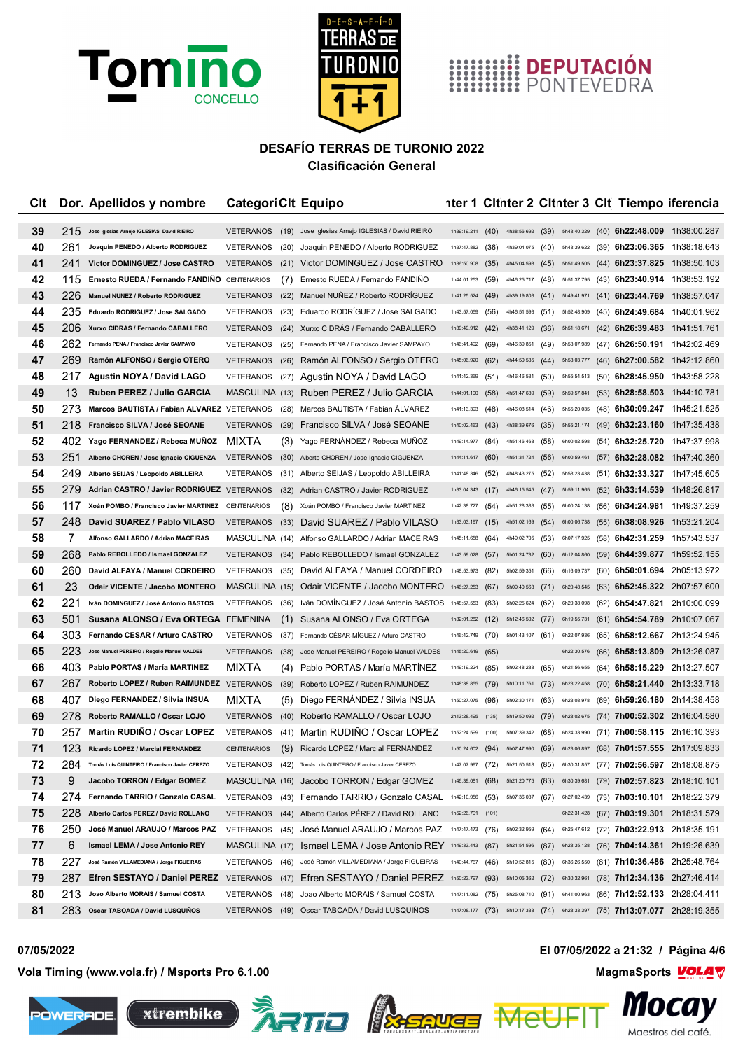## DESAFÍO TERRAS DE TURONIO 2022

### Clasificación General

| Clt | Dor. | Apellidos y nombre | Categoría | Clt | Equipo | Inter 1 | Clt | Inter 2 | Clt | Inter 3 | Clt | Tiempo | Diferencia |
|---|---|---|---|---|---|---|---|---|---|---|---|---|---|
| 39 | 215 | Jose Iglesias Arnejo IGLESIAS David RIEIRO | VETERANOS | (19) | Jose Iglesias Arnejo IGLESIAS / David RIEIRO | 1h39:19.211 | (40) | 4h38:56.692 | (39) | 5h48:40.329 | (40) | 6h22:48.009 | 1h38:00.287 |
| 40 | 261 | Joaquin PENEDO / Alberto RODRIGUEZ | VETERANOS | (20) | Joaquin PENEDO / Alberto RODRIGUEZ | 1h37:47.882 | (36) | 4h39:04.075 | (40) | 5h48:39.622 | (39) | 6h23:06.365 | 1h38:18.643 |
| 41 | 241 | Victor DOMINGUEZ / Jose CASTRO | VETERANOS | (21) | Victor DOMINGUEZ / Jose CASTRO | 1h36:50.908 | (35) | 4h45:04.598 | (45) | 5h51:49.505 | (44) | 6h23:37.825 | 1h38:50.103 |
| 42 | 115 | Ernesto RUEDA / Fernando FANDIÑO | CENTENARIOS | (7) | Ernesto RUEDA / Fernando FANDIÑO | 1h44:01.253 | (59) | 4h46:25.717 | (48) | 5h51:37.795 | (43) | 6h23:40.914 | 1h38:53.192 |
| 43 | 226 | Manuel NUÑEZ / Roberto RODRIGUEZ | VETERANOS | (22) | Manuel NUÑEZ / Roberto RODRÍGUEZ | 1h41:25.524 | (49) | 4h39:19.803 | (41) | 5h49:41.971 | (41) | 6h23:44.769 | 1h38:57.047 |
| 44 | 235 | Eduardo RODRIGUEZ / Jose SALGADO | VETERANOS | (23) | Eduardo RODRÍGUEZ / Jose SALGADO | 1h43:57.069 | (56) | 4h46:51.593 | (51) | 5h52:48.909 | (45) | 6h24:49.684 | 1h40:01.962 |
| 45 | 206 | Xurxo CIDRAS / Fernando CABALLERO | VETERANOS | (24) | Xurxo CIDRÁS / Fernando CABALLERO | 1h39:49.912 | (42) | 4h38:41.129 | (36) | 5h51:18.671 | (42) | 6h26:39.483 | 1h41:51.761 |
| 46 | 262 | Fernando PENA / Francisco Javier SAMPAYO | VETERANOS | (25) | Fernando PENA / Francisco Javier SAMPAYO | 1h46:41.492 | (69) | 4h46:39.851 | (49) | 5h53:07.989 | (47) | 6h26:50.191 | 1h42:02.469 |
| 47 | 269 | Ramón ALFONSO / Sergio OTERO | VETERANOS | (26) | Ramón ALFONSO / Sergio OTERO | 1h45:06.920 | (62) | 4h44:50.535 | (44) | 5h53:03.777 | (46) | 6h27:00.582 | 1h42:12.860 |
| 48 | 217 | Agustin NOYA / David LAGO | VETERANOS | (27) | Agustin NOYA / David LAGO | 1h41:42.369 | (51) | 4h46:46.531 | (50) | 5h55:54.513 | (50) | 6h28:45.950 | 1h43:58.228 |
| 49 | 13 | Ruben PEREZ / Julio GARCIA | MASCULINA | (13) | Ruben PEREZ / Julio GARCIA | 1h44:01.100 | (58) | 4h51:47.639 | (59) | 5h59:57.841 | (53) | 6h28:58.503 | 1h44:10.781 |
| 50 | 273 | Marcos BAUTISTA / Fabian ALVAREZ | VETERANOS | (28) | Marcos BAUTISTA / Fabian ÁLVAREZ | 1h41:13.393 | (48) | 4h46:08.514 | (46) | 5h55:20.035 | (48) | 6h30:09.247 | 1h45:21.525 |
| 51 | 218 | Francisco SILVA / José SEOANE | VETERANOS | (29) | Francisco SILVA / José SEOANE | 1h40:02.463 | (43) | 4h38:39.676 | (35) | 5h55:21.174 | (49) | 6h32:23.160 | 1h47:35.438 |
| 52 | 402 | Yago FERNANDEZ / Rebeca MUÑOZ | MIXTA | (3) | Yago FERNÁNDEZ / Rebeca MUÑOZ | 1h49:14.977 | (84) | 4h51:46.468 | (58) | 6h00:02.598 | (54) | 6h32:25.720 | 1h47:37.998 |
| 53 | 251 | Alberto CHOREN / Jose Ignacio CIGUENZA | VETERANOS | (30) | Alberto CHOREN / Jose Ignacio CIGUENZA | 1h44:11.617 | (60) | 4h51:31.724 | (56) | 6h00:59.461 | (57) | 6h32:28.082 | 1h47:40.360 |
| 54 | 249 | Alberto SEIJAS / Leopoldo ABILLEIRA | VETERANOS | (31) | Alberto SEIJAS / Leopoldo ABILLEIRA | 1h41:48.346 | (52) | 4h48:43.275 | (52) | 5h58:23.438 | (51) | 6h32:33.327 | 1h47:45.605 |
| 55 | 279 | Adrian CASTRO / Javier RODRIGUEZ | VETERANOS | (32) | Adrian CASTRO / Javier RODRIGUEZ | 1h33:04.343 | (17) | 4h46:15.545 | (47) | 5h59:11.965 | (52) | 6h33:14.539 | 1h48:26.817 |
| 56 | 117 | Xoán POMBO / Francisco Javier MARTINEZ | CENTENARIOS | (8) | Xoán POMBO / Francisco Javier MARTÍNEZ | 1h42:38.727 | (54) | 4h51:28.383 | (55) | 6h00:24.138 | (56) | 6h34:24.981 | 1h49:37.259 |
| 57 | 248 | David SUAREZ / Pablo VILASO | VETERANOS | (33) | David SUAREZ / Pablo VILASO | 1h33:03.197 | (15) | 4h51:02.169 | (54) | 6h00:06.738 | (55) | 6h38:08.926 | 1h53:21.204 |
| 58 | 7 | Alfonso GALLARDO / Adrian MACEIRAS | MASCULINA | (14) | Alfonso GALLARDO / Adrian MACEIRAS | 1h45:11.658 | (64) | 4h49:02.705 | (53) | 6h07:17.925 | (58) | 6h42:31.259 | 1h57:43.537 |
| 59 | 268 | Pablo REBOLLEDO / Ismael GONZALEZ | VETERANOS | (34) | Pablo REBOLLEDO / Ismael GONZALEZ | 1h43:59.028 | (57) | 5h01:24.732 | (60) | 6h12:04.860 | (59) | 6h44:39.877 | 1h59:52.155 |
| 60 | 260 | David ALFAYA / Manuel CORDEIRO | VETERANOS | (35) | David ALFAYA / Manuel CORDEIRO | 1h48:53.973 | (82) | 5h02:59.351 | (66) | 6h16:09.737 | (60) | 6h50:01.694 | 2h05:13.972 |
| 61 | 23 | Odair VICENTE / Jacobo MONTERO | MASCULINA | (15) | Odair VICENTE / Jacobo MONTERO | 1h46:27.253 | (67) | 5h09:40.563 | (71) | 6h20:48.545 | (63) | 6h52:45.322 | 2h07:57.600 |
| 62 | 221 | Iván DOMINGUEZ / José Antonio BASTOS | VETERANOS | (36) | Iván DOMÍNGUEZ / José Antonio BASTOS | 1h48:57.553 | (83) | 5h02:25.624 | (62) | 6h20:38.098 | (62) | 6h54:47.821 | 2h10:00.099 |
| 63 | 501 | Susana ALONSO / Eva ORTEGA | FEMENINA | (1) | Susana ALONSO / Eva ORTEGA | 1h32:01.282 | (12) | 5h12:46.502 | (77) | 6h19:55.731 | (61) | 6h54:54.789 | 2h10:07.067 |
| 64 | 303 | Fernando CESAR / Arturo CASTRO | VETERANOS | (37) | Fernando CÉSAR-MÍGUEZ / Arturo CASTRO | 1h46:42.749 | (70) | 5h01:43.107 | (61) | 6h22:07.936 | (65) | 6h58:12.667 | 2h13:24.945 |
| 65 | 223 | Jose Manuel PEREIRO / Rogelio Manuel VALDES | VETERANOS | (38) | Jose Manuel PEREIRO / Rogelio Manuel VALDES | 1h45:20.619 | (65) | | | 6h22:30.576 | (66) | 6h58:13.809 | 2h13:26.087 |
| 66 | 403 | Pablo PORTAS / Maria MARTINEZ | MIXTA | (4) | Pablo PORTAS / María MARTÍNEZ | 1h49:19.224 | (85) | 5h02:48.288 | (65) | 6h21:56.655 | (64) | 6h58:15.229 | 2h13:27.507 |
| 67 | 267 | Roberto LOPEZ / Ruben RAIMUNDEZ | VETERANOS | (39) | Roberto LOPEZ / Ruben RAIMUNDEZ | 1h48:38.855 | (79) | 5h10:11.761 | (73) | 6h23:22.458 | (70) | 6h58:21.440 | 2h13:33.718 |
| 68 | 407 | Diego FERNANDEZ / Silvia INSUA | MIXTA | (5) | Diego FERNÁNDEZ / Silvia INSUA | 1h50:27.075 | (96) | 5h02:30.171 | (63) | 6h23:08.978 | (69) | 6h59:26.180 | 2h14:38.458 |
| 69 | 278 | Roberto RAMALLO / Oscar LOJO | VETERANOS | (40) | Roberto RAMALLO / Oscar LOJO | 2h13:28.495 | (135) | 5h19:50.092 | (79) | 6h28:02.675 | (74) | 7h00:52.302 | 2h16:04.580 |
| 70 | 257 | Martin RUDIÑO / Oscar LOPEZ | VETERANOS | (41) | Martin RUDIÑO / Oscar LOPEZ | 1h52:24.599 | (100) | 5h07:39.342 | (68) | 6h24:33.990 | (71) | 7h00:58.115 | 2h16:10.393 |
| 71 | 123 | Ricardo LOPEZ / Marcial FERNANDEZ | CENTENARIOS | (9) | Ricardo LOPEZ / Marcial FERNANDEZ | 1h50:24.602 | (94) | 5h07:47.990 | (69) | 6h23:06.897 | (68) | 7h01:57.555 | 2h17:09.833 |
| 72 | 284 | Tomás Luis QUINTEIRO / Francisco Javier CEREZO | VETERANOS | (42) | Tomás Luis QUINTEIRO / Francisco Javier CEREZO | 1h47:07.997 | (72) | 5h21:50.518 | (85) | 6h30:31.857 | (77) | 7h02:56.597 | 2h18:08.875 |
| 73 | 9 | Jacobo TORRON / Edgar GOMEZ | MASCULINA | (16) | Jacobo TORRON / Edgar GOMEZ | 1h46:39.081 | (68) | 5h21:20.775 | (83) | 6h30:39.681 | (79) | 7h02:57.823 | 2h18:10.101 |
| 74 | 274 | Fernando TARRIO / Gonzalo CASAL | VETERANOS | (43) | Fernando TARRIO / Gonzalo CASAL | 1h42:10.956 | (53) | 5h07:36.037 | (67) | 6h27:02.439 | (73) | 7h03:10.101 | 2h18:22.379 |
| 75 | 228 | Alberto Carlos PEREZ / David ROLLANO | VETERANOS | (44) | Alberto Carlos PÉREZ / David ROLLANO | 1h52:26.701 | (101) | | | 6h22:31.428 | (67) | 7h03:19.301 | 2h18:31.579 |
| 76 | 250 | José Manuel ARAUJO / Marcos PAZ | VETERANOS | (45) | José Manuel ARAUJO / Marcos PAZ | 1h47:47.473 | (76) | 5h02:32.959 | (64) | 6h25:47.612 | (72) | 7h03:22.913 | 2h18:35.191 |
| 77 | 6 | Ismael LEMA / Jose Antonio REY | MASCULINA | (17) | Ismael LEMA / Jose Antonio REY | 1h49:33.443 | (87) | 5h21:54.596 | (87) | 6h28:35.128 | (76) | 7h04:14.361 | 2h19:26.639 |
| 78 | 227 | José Ramón VILLAMEDIANA / Jorge FIGUEIRAS | VETERANOS | (46) | José Ramón VILLAMEDIANA / Jorge FIGUEIRAS | 1h40:44.767 | (46) | 5h19:52.815 | (80) | 6h36:26.550 | (81) | 7h10:36.486 | 2h25:48.764 |
| 79 | 287 | Efren SESTAYO / Daniel PEREZ | VETERANOS | (47) | Efren SESTAYO / Daniel PEREZ | 1h50:23.797 | (93) | 5h10:05.362 | (72) | 6h30:32.961 | (78) | 7h12:34.136 | 2h27:46.414 |
| 80 | 213 | Joao Alberto MORAIS / Samuel COSTA | VETERANOS | (48) | Joao Alberto MORAIS / Samuel COSTA | 1h47:11.082 | (75) | 5h25:08.710 | (91) | 6h41:00.963 | (86) | 7h12:52.133 | 2h28:04.411 |
| 81 | 283 | Oscar TABOADA / David LUSQUIÑOS | VETERANOS | (49) | Oscar TABOADA / David LUSQUIÑOS | 1h47:08.177 | (73) | 5h10:17.338 | (74) | 6h28:33.397 | (75) | 7h13:07.077 | 2h28:19.355 |

07/05/2022

El 07/05/2022 a 21:32 / Página 4/6

Vola Timing (www.vola.fr) / Msports Pro 6.1.00

MagmaSports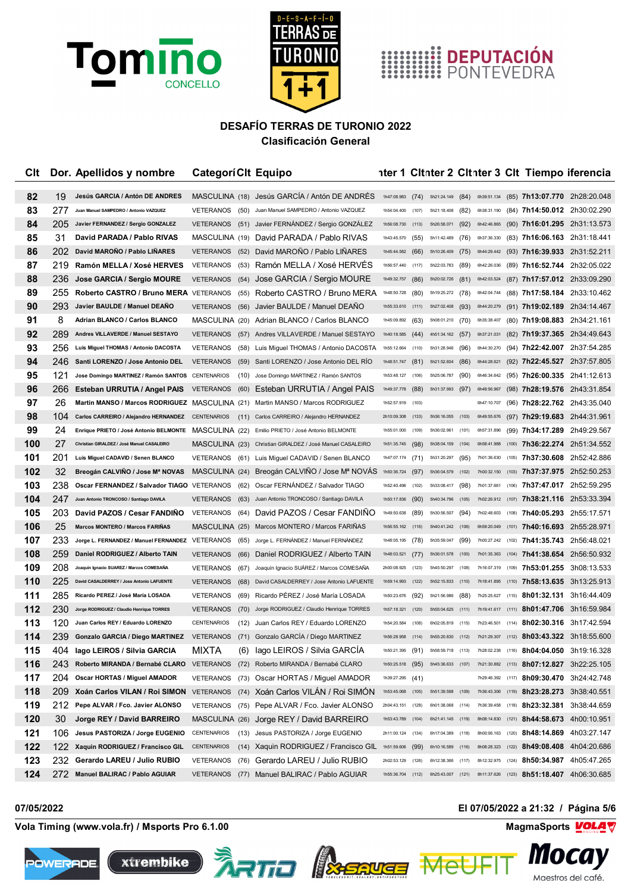# DESAFÍO TERRAS DE TURONIO 2022

## Clasificación General

| Clt | Dor. | Apellidos y nombre | Categorí | Clt | Equipo | nter 1 | Clt | nter 2 | Clt | nter 3 | Clt | Tiempo | iferencia |
|---|---|---|---|---|---|---|---|---|---|---|---|---|---|
| 82 | 19 | Jesús GARCIA / Antón DE ANDRES | MASCULINA | (18) | Jesús GARCÍA / Antón DE ANDRÉS | 1h47:08.983 | (74) | 5h21:24.149 | (84) | 6h39:51.134 | (85) | 7h13:07.770 | 2h28:20.048 |
| 83 | 277 | Juan Manuel SAMPEDRO / Antonio VAZQUEZ | VETERANOS | (50) | Juan Manuel SAMPEDRO / Antonio VAZQUEZ | 1h54:04.400 | (107) | 5h21:18.408 | (82) | 6h38:31.190 | (84) | 7h14:50.012 | 2h30:02.290 |
| 84 | 205 | Javier FERNANDEZ / Sergio GONZALEZ | VETERANOS | (51) | Javier FERNÁNDEZ / Sergio GONZÁLEZ | 1h56:08.730 | (113) | 5h26:58.071 | (92) | 6h42:46.865 | (90) | 7h16:01.295 | 2h31:13.573 |
| 85 | 31 | David PARADA / Pablo RIVAS | MASCULINA | (19) | David PARADA / Pablo RIVAS | 1h43:45.570 | (55) | 5h11:42.489 | (76) | 6h37:36.330 | (83) | 7h16:06.163 | 2h31:18.441 |
| 86 | 202 | David MAROÑO / Pablo LIÑARES | VETERANOS | (52) | David MAROÑO / Pablo LIÑARES | 1h45:44.582 | (66) | 5h10:26.409 | (75) | 6h44:29.442 | (93) | 7h16:39.933 | 2h31:52.211 |
| 87 | 219 | Ramón MELLA / Xosé HERVES | VETERANOS | (53) | Ramón MELLA / Xosé HERVÉS | 1h56:57.440 | (117) | 5h22:03.783 | (89) | 6h42:26.036 | (89) | 7h16:52.744 | 2h32:05.022 |
| 88 | 236 | Jose GARCIA / Sergio MOURE | VETERANOS | (54) | Jose GARCIA / Sergio MOURE | 1h49:32.757 | (86) | 5h20:02.726 | (81) | 6h42:03.524 | (87) | 7h17:57.012 | 2h33:09.290 |
| 89 | 255 | Roberto CASTRO / Bruno MERA | VETERANOS | (55) | Roberto CASTRO / Bruno MERA | 1h48:50.728 | (80) | 5h19:25.272 | (78) | 6h42:04.744 | (88) | 7h17:58.184 | 2h33:10.462 |
| 90 | 293 | Javier BAULDE / Manuel DEAÑO | VETERANOS | (56) | Javier BAULDE / Manuel DEAÑO | 1h55:33.610 | (111) | 5h27:02.408 | (93) | 6h44:20.279 | (91) | 7h19:02.189 | 2h34:14.467 |
| 91 | 8 | Adrian BLANCO / Carlos BLANCO | MASCULINA | (20) | Adrian BLANCO / Carlos BLANCO | 1h45:09.892 | (63) | 5h08:01.210 | (70) | 6h35:38.407 | (80) | 7h19:08.883 | 2h34:21.161 |
| 92 | 289 | Andres VILLAVERDE / Manuel SESTAYO | VETERANOS | (57) | Andres VILLAVERDE / Manuel SESTAYO | 1h40:18.585 | (44) | 4h51:34.162 | (57) | 6h37:21.031 | (82) | 7h19:37.365 | 2h34:49.643 |
| 93 | 256 | Luis Miguel THOMAS / Antonio DACOSTA | VETERANOS | (58) | Luis Miguel THOMAS / Antonio DACOSTA | 1h55:12.664 | (110) | 5h31:28.946 | (96) | 6h44:30.270 | (94) | 7h22:42.007 | 2h37:54.285 |
| 94 | 246 | Santi LORENZO / Jose Antonio DEL | VETERANOS | (59) | Santi LORENZO / Jose Antonio DEL RÍO | 1h48:51.747 | (81) | 5h21:52.604 | (86) | 6h44:28.621 | (92) | 7h22:45.527 | 2h37:57.805 |
| 95 | 121 | Jose Domingo MARTINEZ / Ramón SANTOS | CENTENARIOS | (10) | Jose Domingo MARTINEZ / Ramón SANTOS | 1h53:48.127 | (106) | 5h25:06.787 | (90) | 6h46:34.642 | (95) | 7h26:00.335 | 2h41:12.613 |
| 96 | 266 | Esteban URRUTIA / Angel PAIS | VETERANOS | (60) | Esteban URRUTIA / Angel PAIS | 1h49:37.778 | (88) | 5h31:37.993 | (97) | 6h49:56.967 | (98) | 7h28:19.576 | 2h43:31.854 |
| 97 | 26 | Martin MANSO / Marcos RODRIGUEZ | MASCULINA | (21) | Martin MANSO / Marcos RODRIGUEZ | 1h52:57.919 | (103) | | | 6h47:10.707 | (96) | 7h28:22.762 | 2h43:35.040 |
| 98 | 104 | Carlos CARREIRO / Alejandro HERNANDEZ | CENTENARIOS | (11) | Carlos CARREIRO / Alejandro HERNANDEZ | 2h10:09.308 | (133) | 5h36:16.055 | (103) | 6h49:55.676 | (97) | 7h29:19.683 | 2h44:31.961 |
| 99 | 24 | Enrique PRIETO / José Antonio BELMONTE | MASCULINA | (22) | Emilio PRIETO / José Antonio BELMONTE | 1h55:01.000 | (109) | 5h36:02.961 | (101) | 6h57:31.896 | (99) | 7h34:17.289 | 2h49:29.567 |
| 100 | 27 | Christian GIRALDEZ / José Manuel CASALEIRO | MASCULINA | (23) | Christian GIRALDEZ / José Manuel CASALEIRO | 1h51:35.745 | (98) | 5h38:04.159 | (104) | 6h58:41.988 | (100) | 7h36:22.274 | 2h51:34.552 |
| 101 | 201 | Luis Miguel CADAVID / Senen BLANCO | VETERANOS | (61) | Luis Miguel CADAVID / Senen BLANCO | 1h47:07.174 | (71) | 5h31:20.297 | (95) | 7h01:36.630 | (105) | 7h37:30.608 | 2h52:42.886 |
| 102 | 32 | Breogán CALVIÑO / Jose Mª NOVAS | MASCULINA | (24) | Breogán CALVIÑO / Jose Mª NOVÁS | 1h50:36.724 | (97) | 5h36:04.579 | (102) | 7h00:32.150 | (103) | 7h37:37.975 | 2h52:50.253 |
| 103 | 238 | Oscar FERNANDEZ / Salvador TIAGO | VETERANOS | (62) | Oscar FERNÁNDEZ / Salvador TIAGO | 1h52:40.496 | (102) | 5h33:08.417 | (98) | 7h01:37.661 | (106) | 7h37:47.017 | 2h52:59.295 |
| 104 | 247 | Juan Antonio TRONCOSO / Santiago DAVILA | VETERANOS | (63) | Juan Antonio TRONCOSO / Santiago DAVILA | 1h50:17.836 | (90) | 5h40:34.796 | (105) | 7h02:26.912 | (107) | 7h38:21.116 | 2h53:33.394 |
| 105 | 203 | David PAZOS / Cesar FANDIÑO | VETERANOS | (64) | David PAZOS / Cesar FANDIÑO | 1h49:50.638 | (89) | 5h30:56.507 | (94) | 7h02:48.603 | (108) | 7h40:05.293 | 2h55:17.571 |
| 106 | 25 | Marcos MONTERO / Marcos FARIÑAS | MASCULINA | (25) | Marcos MONTERO / Marcos FARIÑAS | 1h56:55.162 | (116) | 5h40:41.242 | (106) | 6h59:20.049 | (101) | 7h40:16.693 | 2h55:28.971 |
| 107 | 233 | Jorge L. FERNANDEZ / Manuel FERNANDEZ | VETERANOS | (65) | Jorge L. FERNÁNDEZ / Manuel FERNÁNDEZ | 1h48:05.195 | (78) | 5h35:59.047 | (99) | 7h00:27.242 | (102) | 7h41:35.743 | 2h56:48.021 |
| 108 | 259 | Daniel RODRIGUEZ / Alberto TAIN | VETERANOS | (66) | Daniel RODRIGUEZ / Alberto TAIN | 1h48:03.521 | (77) | 5h36:01.578 | (100) | 7h01:35.363 | (104) | 7h41:38.654 | 2h56:50.932 |
| 109 | 208 | Joaquín Ignacio SUAREZ / Marcos COMESAÑA | VETERANOS | (67) | Joaquín Ignacio SUÁREZ / Marcos COMESAÑA | 2h00:08.925 | (123) | 5h45:50.297 | (108) | 7h16:07.319 | (109) | 7h53:01.255 | 3h08:13.533 |
| 110 | 225 | David CASALDERREY / Jose Antonio LAFUENTE | VETERANOS | (68) | David CASALDERREY / Jose Antonio LAFUENTE | 1h59:14.993 | (122) | 5h52:15.833 | (110) | 7h18:41.895 | (110) | 7h58:13.635 | 3h13:25.913 |
| 111 | 285 | Ricardo PEREZ / José María LOSADA | VETERANOS | (69) | Ricardo PÉREZ / José María LOSADA | 1h50:23.676 | (92) | 5h21:56.986 | (88) | 7h25:25.627 | (115) | 8h01:32.131 | 3h16:44.409 |
| 112 | 230 | Jorge RODRIGUEZ / Claudio Henrique TORRES | VETERANOS | (70) | Jorge RODRIGUEZ / Claudio Henrique TORRES | 1h57:18.321 | (120) | 5h55:04.625 | (111) | 7h19:41.617 | (111) | 8h01:47.706 | 3h16:59.984 |
| 113 | 120 | Juan Carlos REY / Eduardo LORENZO | CENTENARIOS | (12) | Juan Carlos REY / Eduardo LORENZO | 1h54:20.584 | (108) | 6h02:05.819 | (115) | 7h23:46.501 | (114) | 8h02:30.316 | 3h17:42.594 |
| 114 | 239 | Gonzalo GARCIA / Diego MARTINEZ | VETERANOS | (71) | Gonzalo GARCÍA / Diego MARTINEZ | 1h56:28.958 | (114) | 5h55:20.830 | (112) | 7h21:29.307 | (112) | 8h03:43.322 | 3h18:55.600 |
| 115 | 404 | Iago LEIROS / Silvia GARCIA | MIXTA | (6) | Iago LEIROS / Silvia GARCÍA | 1h50:21.395 | (91) | 5h58:59.718 | (113) | 7h28:02.238 | (116) | 8h04:04.050 | 3h19:16.328 |
| 116 | 243 | Roberto MIRANDA / Bernabé CLARO | VETERANOS | (72) | Roberto MIRANDA / Bernabé CLARO | 1h50:25.518 | (95) | 5h45:36.633 | (107) | 7h21:30.882 | (113) | 8h07:12.827 | 3h22:25.105 |
| 117 | 204 | Oscar HORTAS / Miguel AMADOR | VETERANOS | (73) | Oscar HORTAS / Miguel AMADOR | 1h39:27.295 | (41) | | | 7h29:46.392 | (117) | 8h09:30.470 | 3h24:42.748 |
| 118 | 209 | Xoán Carlos VILAN / Roi SIMON | VETERANOS | (74) | Xoán Carlos VILÁN / Roi SIMÓN | 1h53:45.068 | (105) | 5h51:39.598 | (109) | 7h36:43.306 | (119) | 8h23:28.273 | 3h38:40.551 |
| 119 | 212 | Pepe ALVAR / Fco. Javier ALONSO | VETERANOS | (75) | Pepe ALVAR / Fco. Javier ALONSO | 2h04:43.151 | (128) | 6h01:38.068 | (114) | 7h36:39.458 | (118) | 8h23:32.381 | 3h38:44.659 |
| 120 | 30 | Jorge REY / David BARREIRO | MASCULINA | (26) | Jorge REY / David BARREIRO | 1h53:43.789 | (104) | 6h21:41.145 | (119) | 8h08:14.830 | (121) | 8h44:58.673 | 4h00:10.951 |
| 121 | 106 | Jesus PASTORIZA / Jorge EUGENIO | CENTENARIOS | (13) | Jesus PASTORIZA / Jorge EUGENIO | 2h11:00.124 | (134) | 6h17:04.389 | (118) | 8h00:06.163 | (120) | 8h48:14.869 | 4h03:27.147 |
| 122 | 122 | Xaquin RODRIGUEZ / Francisco GIL | CENTENARIOS | (14) | Xaquin RODRIGUEZ / Francisco GIL | 1h51:59.606 | (99) | 6h10:16.589 | (116) | 8h08:28.323 | (122) | 8h49:08.408 | 4h04:20.686 |
| 123 | 232 | Gerardo LAREU / Julio RUBIO | VETERANOS | (76) | Gerardo LAREU / Julio RUBIO | 2h02:53.129 | (126) | 6h12:38.366 | (117) | 8h12:32.975 | (124) | 8h50:34.987 | 4h05:47.265 |
| 124 | 272 | Manuel BALIRAC / Pablo AGUIAR | VETERANOS | (77) | Manuel BALIRAC / Pablo AGUIAR | 1h55:36.704 | (112) | 6h25:43.007 | (121) | 8h11:37.626 | (123) | 8h51:18.407 | 4h06:30.685 |

07/05/2022

El 07/05/2022 a 21:32 / Página 5/6

Vola Timing (www.vola.fr) / Msports Pro 6.1.00

MagmaSports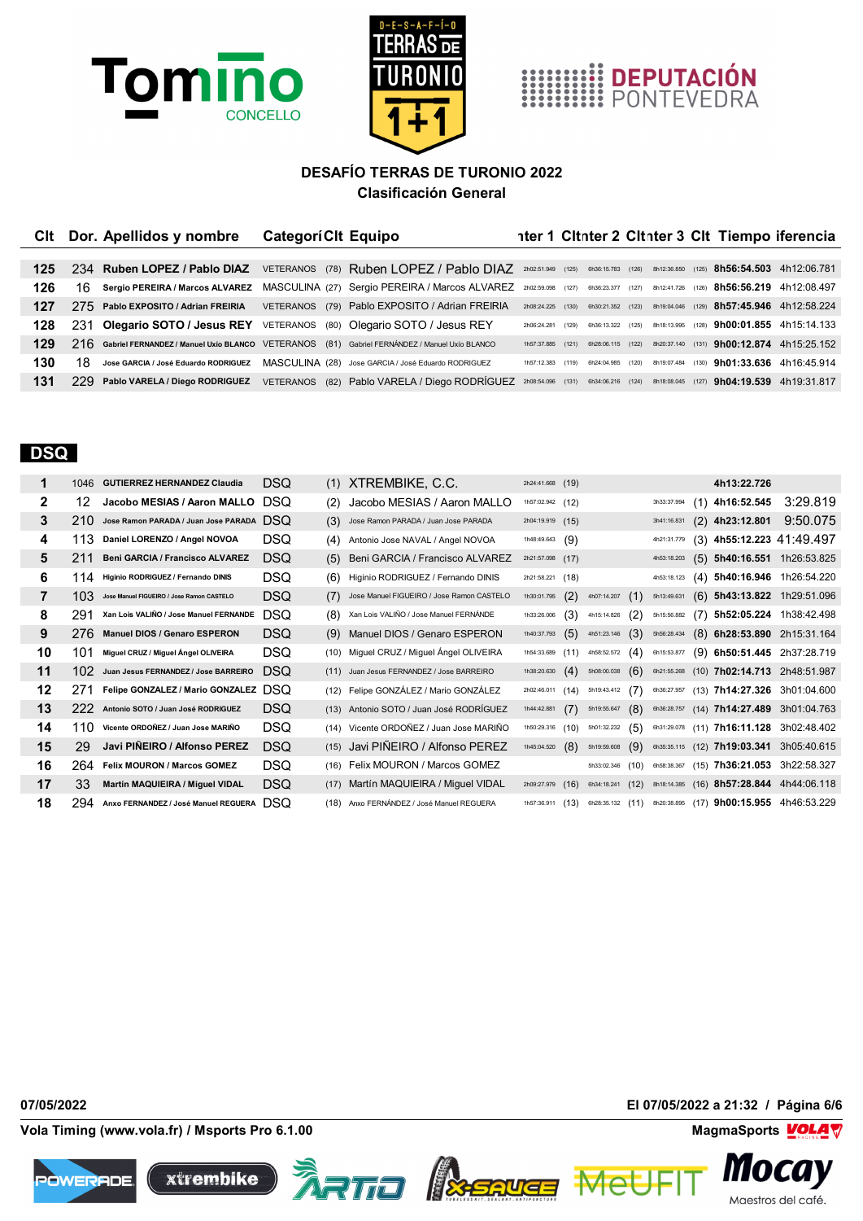# DESAFÍO TERRAS DE TURONIO 2022

## Clasificación General

| Clt | Dor. | Apellidos y nombre | Categorí | Clt | Equipo | nter 1 | Clt | nter 2 | Clt | nter 3 | Clt | Tiempo | iferencia |
|---|---|---|---|---|---|---|---|---|---|---|---|---|---|
| 125 | 234 | **Ruben LOPEZ / Pablo DIAZ** | VETERANOS | (78) | Ruben LOPEZ / Pablo DIAZ | 2h02:51.949 | (125) | 6h36:15.783 | (126) | 8h12:36.850 | (125) | **8h56:54.503** | 4h12:06.781 |
| 126 | 16 | **Sergio PEREIRA / Marcos ALVAREZ** | MASCULINA | (27) | Sergio PEREIRA / Marcos ALVAREZ | 2h02:59.098 | (127) | 6h36:23.377 | (127) | 8h12:41.726 | (126) | **8h56:56.219** | 4h12:08.497 |
| 127 | 275 | **Pablo EXPOSITO / Adrian FREIRIA** | VETERANOS | (79) | Pablo EXPOSITO / Adrian FREIRIA | 2h08:24.225 | (130) | 6h30:21.352 | (123) | 8h19:04.046 | (129) | **8h57:45.946** | 4h12:58.224 |
| 128 | 231 | **Olegario SOTO / Jesus REY** | VETERANOS | (80) | Olegario SOTO / Jesus REY | 2h06:24.281 | (129) | 6h36:13.322 | (125) | 8h18:13.995 | (128) | **9h00:01.855** | 4h15:14.133 |
| 129 | 216 | **Gabriel FERNANDEZ / Manuel Uxío BLANCO** | VETERANOS | (81) | Gabriel FERNÁNDEZ / Manuel Uxío BLANCO | 1h57:37.885 | (121) | 6h28:06.115 | (122) | 8h20:37.140 | (131) | **9h00:12.874** | 4h15:25.152 |
| 130 | 18 | **Jose GARCIA / José Eduardo RODRIGUEZ** | MASCULINA | (28) | Jose GARCIA / José Eduardo RODRIGUEZ | 1h57:12.383 | (119) | 6h24:04.985 | (120) | 8h19:07.484 | (130) | **9h01:33.636** | 4h16:45.914 |
| 131 | 229 | **Pablo VARELA / Diego RODRIGUEZ** | VETERANOS | (82) | Pablo VARELA / Diego RODRÍGUEZ | 2h08:54.096 | (131) | 6h34:06.216 | (124) | 8h18:08.045 | (127) | **9h04:19.539** | 4h19:31.817 |

## DSQ

| Clt | Dor. | Apellidos y nombre | Categorí | Clt | Equipo | nter 1 | Clt | nter 2 | Clt | nter 3 | Clt | Tiempo | iferencia |
|---|---|---|---|---|---|---|---|---|---|---|---|---|---|
| 1 | 1046 | **GUTIERREZ HERNANDEZ Claudia** | DSQ | (1) | XTREMBIKE, C.C. | 2h24:41.668 | (19) | | | | | **4h13:22.726** | |
| 2 | 12 | **Jacobo MESIAS / Aaron MALLO** | DSQ | (2) | Jacobo MESIAS / Aaron MALLO | 1h57:02.942 | (12) | | | 3h33:37.994 | (1) | **4h16:52.545** | 3:29.819 |
| 3 | 210 | **Jose Ramon PARADA / Juan Jose PARADA** | DSQ | (3) | Jose Ramon PARADA / Juan Jose PARADA | 2h04:19.919 | (15) | | | 3h41:16.831 | (2) | **4h23:12.801** | 9:50.075 |
| 4 | 113 | **Daniel LORENZO / Angel NOVOA** | DSQ | (4) | Antonio Jose NAVAL / Angel NOVOA | 1h48:49.643 | (9) | | | 4h21:31.779 | (3) | **4h55:12.223** | 41:49.497 |
| 5 | 211 | **Beni GARCIA / Francisco ALVAREZ** | DSQ | (5) | Beni GARCIA / Francisco ALVAREZ | 2h21:57.098 | (17) | | | 4h53:18.203 | (5) | **5h40:16.551** | 1h26:53.825 |
| 6 | 114 | **Higinio RODRIGUEZ / Fernando DINIS** | DSQ | (6) | Higinio RODRIGUEZ / Fernando DINIS | 2h21:58.221 | (18) | | | 4h53:18.123 | (4) | **5h40:16.946** | 1h26:54.220 |
| 7 | 103 | **Jose Manuel FIGUEIRO / Jose Ramon CASTELO** | DSQ | (7) | Jose Manuel FIGUEIRO / Jose Ramon CASTELO | 1h30:01.795 | (2) | 4h07:14.207 | (1) | 5h13:49.631 | (6) | **5h43:13.822** | 1h29:51.096 |
| 8 | 291 | **Xan Lois VALIÑO / Jose Manuel FERNANDE** | DSQ | (8) | Xan Lois VALIÑO / Jose Manuel FERNÁNDE | 1h33:26.006 | (3) | 4h15:14.826 | (2) | 5h15:56.882 | (7) | **5h52:05.224** | 1h38:42.498 |
| 9 | 276 | **Manuel DIOS / Genaro ESPERON** | DSQ | (9) | Manuel DIOS / Genaro ESPERON | 1h40:37.793 | (5) | 4h51:23.146 | (3) | 5h56:28.434 | (8) | **6h28:53.890** | 2h15:31.164 |
| 10 | 101 | **Miguel CRUZ / Miguel Ángel OLIVEIRA** | DSQ | (10) | Miguel CRUZ / Miguel Ángel OLIVEIRA | 1h54:33.689 | (11) | 4h58:52.572 | (4) | 6h15:53.877 | (9) | **6h50:51.445** | 2h37:28.719 |
| 11 | 102 | **Juan Jesus FERNANDEZ / Jose BARREIRO** | DSQ | (11) | Juan Jesus FERNANDEZ / Jose BARREIRO | 1h38:20.630 | (4) | 5h08:00.038 | (6) | 6h21:55.268 | (10) | **7h02:14.713** | 2h48:51.987 |
| 12 | 271 | **Felipe GONZALEZ / Mario GONZALEZ** | DSQ | (12) | Felipe GONZÁLEZ / Mario GONZÁLEZ | 2h02:46.011 | (14) | 5h19:43.412 | (7) | 6h36:27.957 | (13) | **7h14:27.326** | 3h01:04.600 |
| 13 | 222 | **Antonio SOTO / Juan José RODRIGUEZ** | DSQ | (13) | Antonio SOTO / Juan José RODRÍGUEZ | 1h44:42.881 | (7) | 5h19:55.647 | (8) | 6h36:28.757 | (14) | **7h14:27.489** | 3h01:04.763 |
| 14 | 110 | **Vicente ORDOÑEZ / Juan Jose MARIÑO** | DSQ | (14) | Vicente ORDOÑEZ / Juan Jose MARIÑO | 1h50:29.316 | (10) | 5h01:32.232 | (5) | 6h31:29.078 | (11) | **7h16:11.128** | 3h02:48.402 |
| 15 | 29 | **Javi PIÑEIRO / Alfonso PEREZ** | DSQ | (15) | Javi PIÑEIRO / Alfonso PEREZ | 1h45:04.520 | (8) | 5h19:59.608 | (9) | 6h35:35.115 | (12) | **7h19:03.341** | 3h05:40.615 |
| 16 | 264 | **Felix MOURON / Marcos GOMEZ** | DSQ | (16) | Felix MOURON / Marcos GOMEZ | | | 5h33:02.346 | (10) | 6h58:38.367 | (15) | **7h36:21.053** | 3h22:58.327 |
| 17 | 33 | **Martin MAQUIEIRA / Miguel VIDAL** | DSQ | (17) | Martín MAQUIEIRA / Miguel VIDAL | 2h09:27.979 | (16) | 6h34:18.241 | (12) | 8h18:14.385 | (16) | **8h57:28.844** | 4h44:06.118 |
| 18 | 294 | **Anxo FERNANDEZ / José Manuel REGUERA** | DSQ | (18) | Anxo FERNÁNDEZ / José Manuel REGUERA | 1h57:36.911 | (13) | 6h28:35.132 | (11) | 8h20:38.895 | (17) | **9h00:15.955** | 4h46:53.229 |

07/05/2022 El 07/05/2022 a 21:32

Vola Timing (www.vola.fr) / Msports Pro 6.1.00 MagmaSports